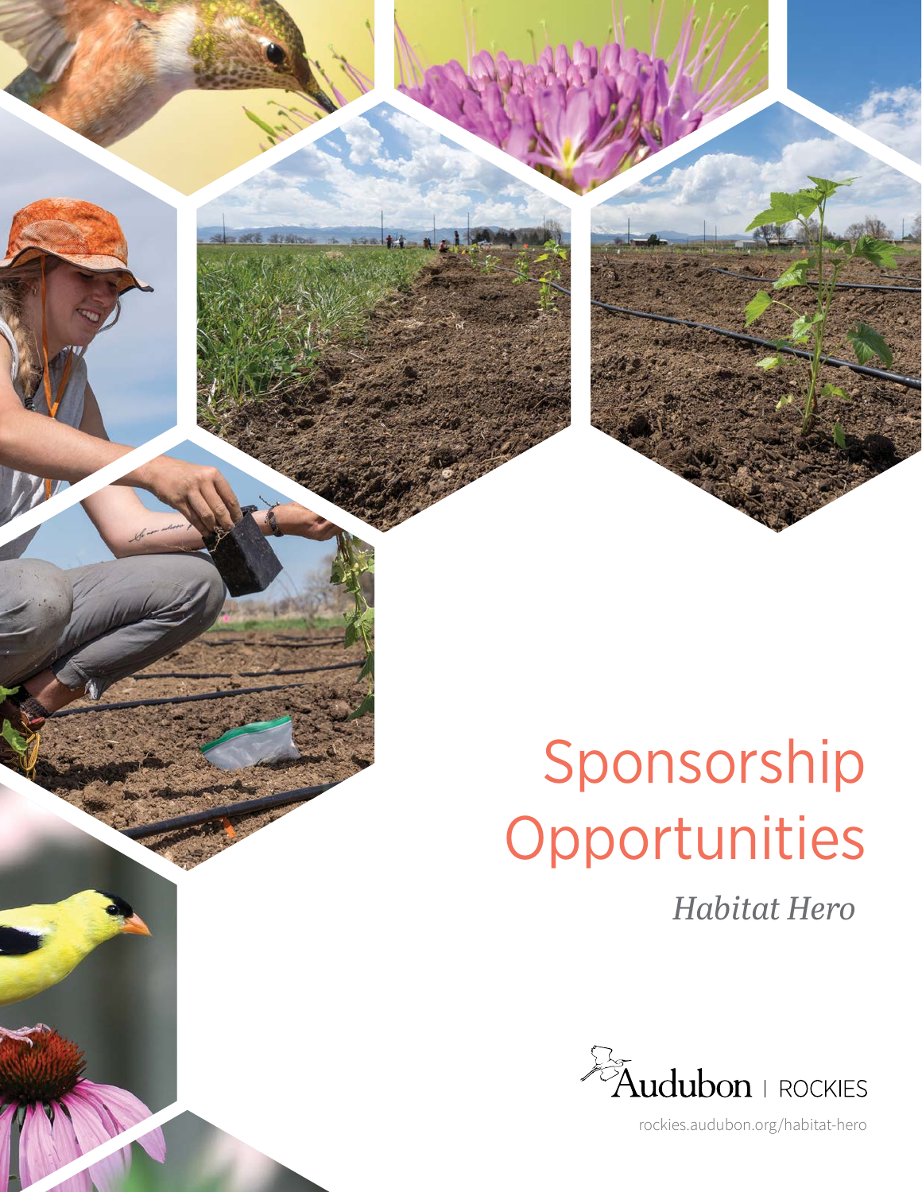# Sponsorship Opportunities

*Habitat Hero*

Audubon | ROCKIES

rockies.audubon.org/habitat-hero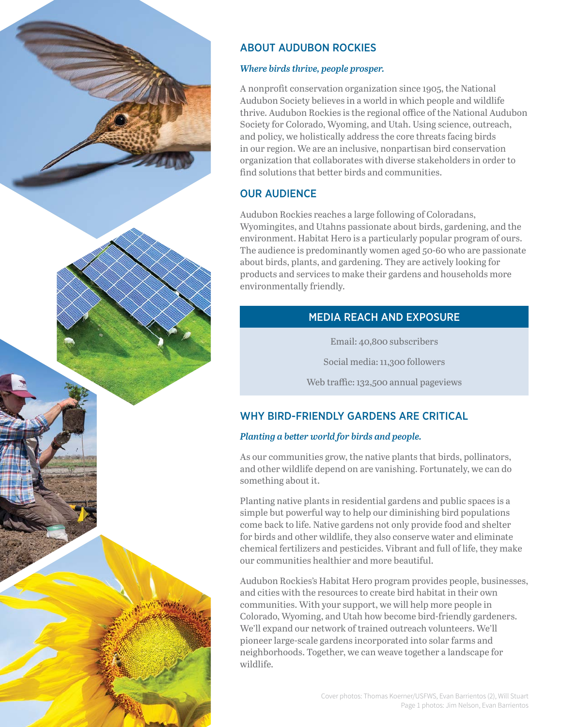## ABOUT AUDUBON ROCKIES

*Where birds thrive, people prosper.*

A nonprofit conservation organization since 1905, the National Audubon Society believes in a world in which people and wildlife thrive. Audubon Rockies is the regional office of the National Audubon Society for Colorado, Wyoming, and Utah. Using science, outreach, and policy, we holistically address the core threats facing birds in our region. We are an inclusive, nonpartisan bird conservation organization that collaborates with diverse stakeholders in order to find solutions that better birds and communities.

## OUR AUDIENCE

Audubon Rockies reaches a large following of Coloradans, Wyomingites, and Utahns passionate about birds, gardening, and the environment. Habitat Hero is a particularly popular program of ours. The audience is predominantly women aged 50-60 who are passionate about birds, plants, and gardening. They are actively looking for products and services to make their gardens and households more environmentally friendly.

## MEDIA REACH AND EXPOSURE

Email: 40,800 subscribers

Social media: 11,300 followers

Web traffic: 132,500 annual pageviews

## WHY BIRD-FRIENDLY GARDENS ARE CRITICAL

*Planting a better world for birds and people.*

As our communities grow, the native plants that birds, pollinators, and other wildlife depend on are vanishing. Fortunately, we can do something about it.

Planting native plants in residential gardens and public spaces is a simple but powerful way to help our diminishing bird populations come back to life. Native gardens not only provide food and shelter for birds and other wildlife, they also conserve water and eliminate chemical fertilizers and pesticides. Vibrant and full of life, they make our communities healthier and more beautiful.

Audubon Rockies's Habitat Hero program provides people, businesses, and cities with the resources to create bird habitat in their own communities. With your support, we will help more people in Colorado, Wyoming, and Utah how become bird-friendly gardeners. We'll expand our network of trained outreach volunteers. We'll pioneer large-scale gardens incorporated into solar farms and neighborhoods. Together, we can weave together a landscape for wildlife.

Cover photos: Thomas Koerner/USFWS, Evan Barrientos (2), Will Stuart
Page 1 photos: Jim Nelson, Evan Barrientos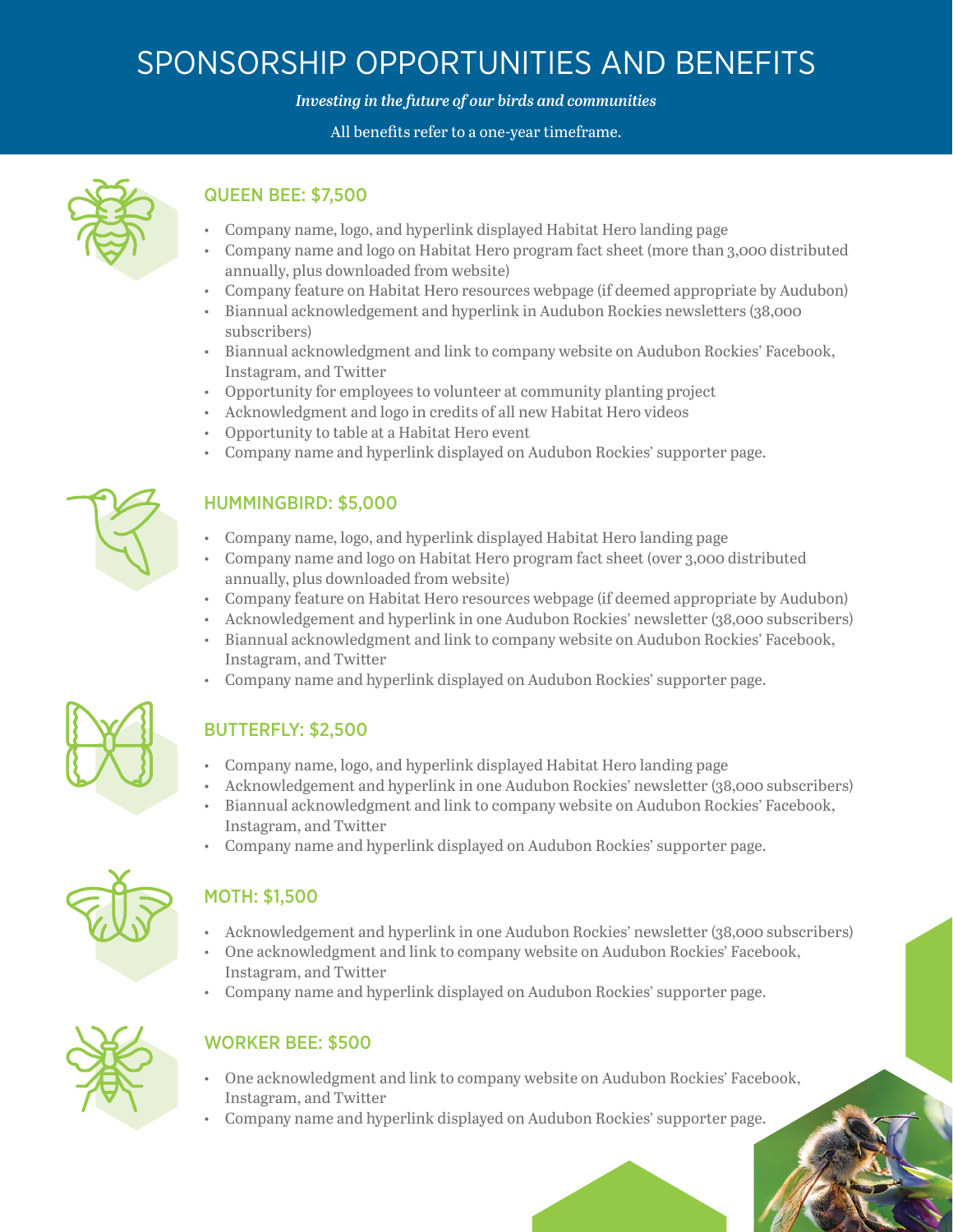# SPONSORSHIP OPPORTUNITIES AND BENEFITS

*Investing in the future of our birds and communities*

All benefits refer to a one-year timeframe.

## QUEEN BEE: $7,500

- Company name, logo, and hyperlink displayed Habitat Hero landing page
- Company name and logo on Habitat Hero program fact sheet (more than 3,000 distributed annually, plus downloaded from website)
- Company feature on Habitat Hero resources webpage (if deemed appropriate by Audubon)
- Biannual acknowledgement and hyperlink in Audubon Rockies newsletters (38,000 subscribers)
- Biannual acknowledgment and link to company website on Audubon Rockies' Facebook, Instagram, and Twitter
- Opportunity for employees to volunteer at community planting project
- Acknowledgment and logo in credits of all new Habitat Hero videos
- Opportunity to table at a Habitat Hero event
- Company name and hyperlink displayed on Audubon Rockies' supporter page.

## HUMMINGBIRD: $5,000

- Company name, logo, and hyperlink displayed Habitat Hero landing page
- Company name and logo on Habitat Hero program fact sheet (over 3,000 distributed annually, plus downloaded from website)
- Company feature on Habitat Hero resources webpage (if deemed appropriate by Audubon)
- Acknowledgement and hyperlink in one Audubon Rockies' newsletter (38,000 subscribers)
- Biannual acknowledgment and link to company website on Audubon Rockies' Facebook, Instagram, and Twitter
- Company name and hyperlink displayed on Audubon Rockies' supporter page.

## BUTTERFLY: $2,500

- Company name, logo, and hyperlink displayed Habitat Hero landing page
- Acknowledgement and hyperlink in one Audubon Rockies' newsletter (38,000 subscribers)
- Biannual acknowledgment and link to company website on Audubon Rockies' Facebook, Instagram, and Twitter
- Company name and hyperlink displayed on Audubon Rockies' supporter page.

## MOTH: $1,500

- Acknowledgement and hyperlink in one Audubon Rockies' newsletter (38,000 subscribers)
- One acknowledgment and link to company website on Audubon Rockies' Facebook, Instagram, and Twitter
- Company name and hyperlink displayed on Audubon Rockies' supporter page.

## WORKER BEE: $500

- One acknowledgment and link to company website on Audubon Rockies' Facebook, Instagram, and Twitter
- Company name and hyperlink displayed on Audubon Rockies' supporter page.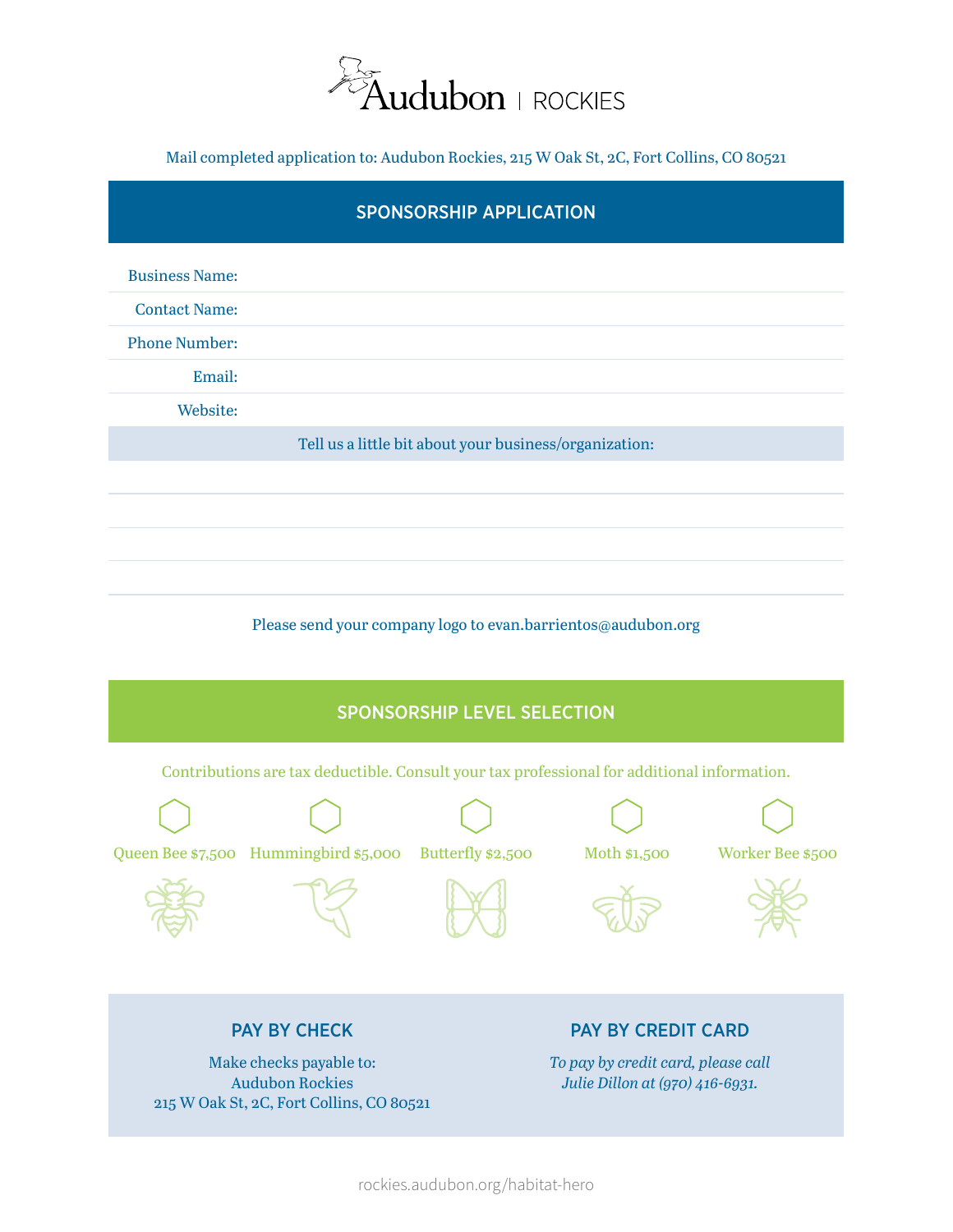Audubon | ROCKIES

Mail completed application to: Audubon Rockies, 215 W Oak St, 2C, Fort Collins, CO 80521

## SPONSORSHIP APPLICATION

Business Name:

Contact Name:

Phone Number:

Email:

Website:

Tell us a little bit about your business/organization:

Please send your company logo to evan.barrientos@audubon.org

## SPONSORSHIP LEVEL SELECTION

Contributions are tax deductible. Consult your tax professional for additional information.

- Queen Bee $7,500
- Hummingbird $5,000
- Butterfly $2,500
- Moth $1,500
- Worker Bee $500

### PAY BY CHECK

Make checks payable to:
Audubon Rockies
215 W Oak St, 2C, Fort Collins, CO 80521

### PAY BY CREDIT CARD

*To pay by credit card, please call Julie Dillon at (970) 416-6931.*

rockies.audubon.org/habitat-hero